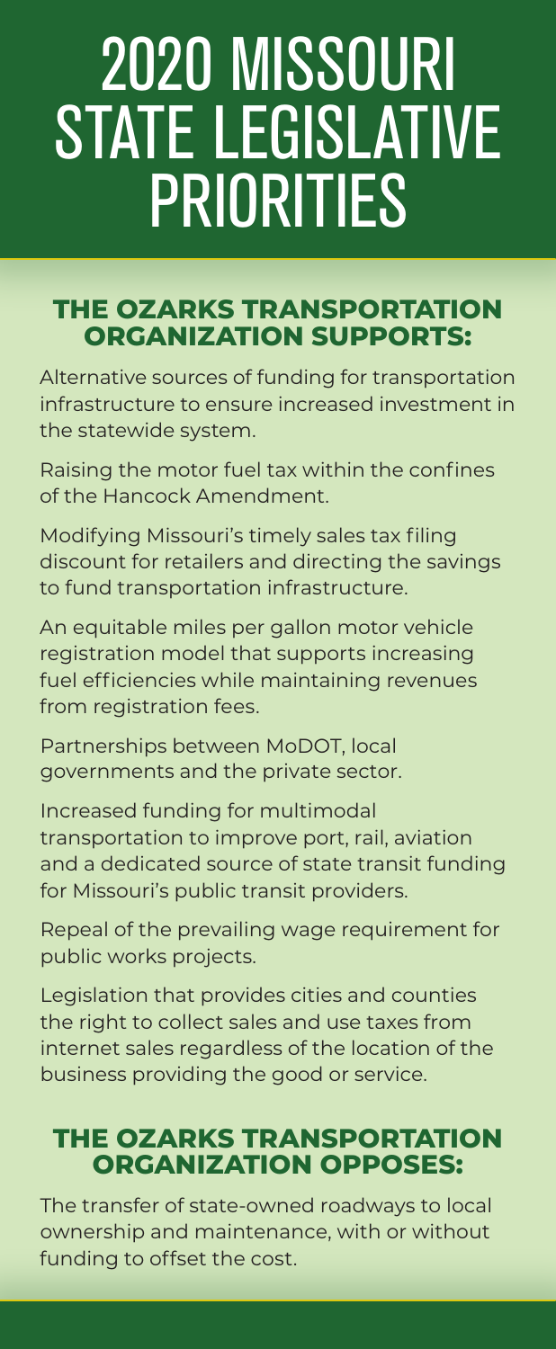# 2020 MISSOURI STATE LEGISLATIVE PRIORITIES

## THE OZARKS TRANSPORTATION ORGANIZATION SUPPORTS:

Alternative sources of funding for transportation infrastructure to ensure increased investment in the statewide system.

Raising the motor fuel tax within the confines of the Hancock Amendment.

Modifying Missouri's timely sales tax filing discount for retailers and directing the savings to fund transportation infrastructure.

An equitable miles per gallon motor vehicle registration model that supports increasing fuel efficiencies while maintaining revenues from registration fees.

Partnerships between MoDOT, local governments and the private sector.

Increased funding for multimodal transportation to improve port, rail, aviation and a dedicated source of state transit funding for Missouri's public transit providers.

Repeal of the prevailing wage requirement for public works projects.

Legislation that provides cities and counties the right to collect sales and use taxes from internet sales regardless of the location of the business providing the good or service.

## THE OZARKS TRANSPORTATION ORGANIZATION OPPOSES:

The transfer of state-owned roadways to local ownership and maintenance, with or without funding to offset the cost.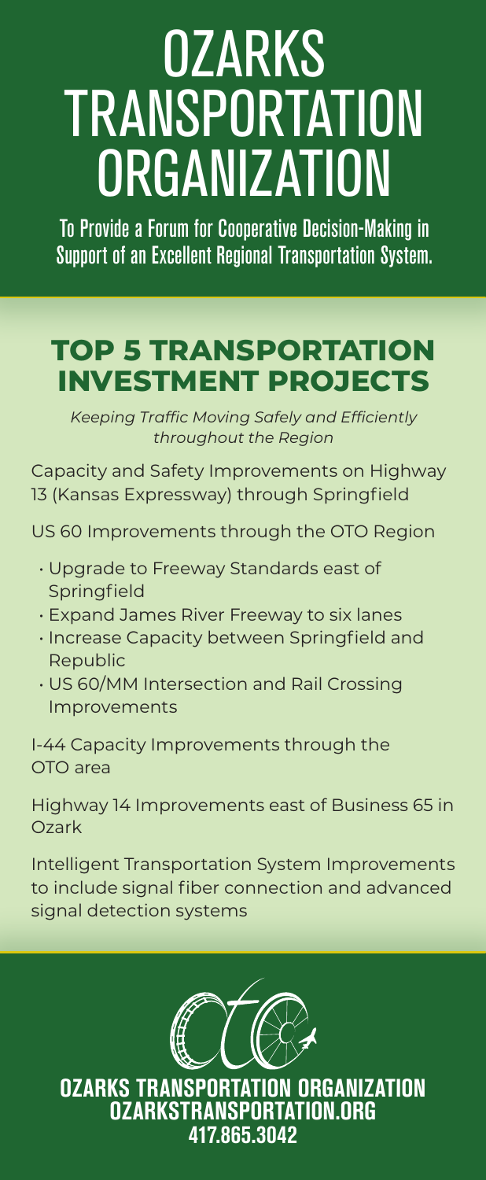# OZARKS TRANSPORTATION ORGANIZATION

To Provide a Forum for Cooperative Decision-Making in Support of an Excellent Regional Transportation System.

## TOP 5 TRANSPORTATION INVESTMENT PROJECTS

*Keeping Traffic Moving Safely and Efficiently throughout the Region*

Capacity and Safety Improvements on Highway 13 (Kansas Expressway) through Springfield

US 60 Improvements through the OTO Region

- Upgrade to Freeway Standards east of Springfield
- Expand James River Freeway to six lanes
- Increase Capacity between Springfield and Republic
- US 60/MM Intersection and Rail Crossing Improvements

I-44 Capacity Improvements through the OTO area

Highway 14 Improvements east of Business 65 in Ozark

Intelligent Transportation System Improvements to include signal fiber connection and advanced signal detection systems

**OZARKS TRANSPORTATION ORGANIZATION**
**OZARKSTRANSPORTATION.ORG**
**417.865.3042**